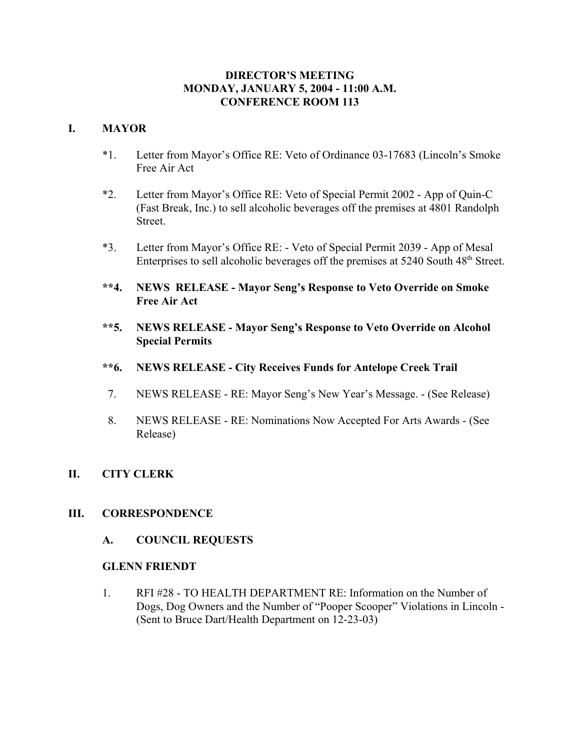**DIRECTOR'S MEETING**
**MONDAY, JANUARY 5, 2004 - 11:00 A.M.**
**CONFERENCE ROOM 113**

## I. MAYOR

*1. Letter from Mayor's Office RE: Veto of Ordinance 03-17683 (Lincoln's Smoke Free Air Act

*2. Letter from Mayor's Office RE: Veto of Special Permit 2002 - App of Quin-C (Fast Break, Inc.) to sell alcoholic beverages off the premises at 4801 Randolph Street.

*3. Letter from Mayor's Office RE: - Veto of Special Permit 2039 - App of Mesal Enterprises to sell alcoholic beverages off the premises at 5240 South 48th Street.

**\*\*4. NEWS RELEASE - Mayor Seng's Response to Veto Override on Smoke Free Air Act**

**\*\*5. NEWS RELEASE - Mayor Seng's Response to Veto Override on Alcohol Special Permits**

**\*\*6. NEWS RELEASE - City Receives Funds for Antelope Creek Trail**

7. NEWS RELEASE - RE: Mayor Seng's New Year's Message. - (See Release)

8. NEWS RELEASE - RE: Nominations Now Accepted For Arts Awards - (See Release)

## II. CITY CLERK

## III. CORRESPONDENCE

### A. COUNCIL REQUESTS

**GLENN FRIENDT**

1. RFI #28 - TO HEALTH DEPARTMENT RE: Information on the Number of Dogs, Dog Owners and the Number of "Pooper Scooper" Violations in Lincoln - (Sent to Bruce Dart/Health Department on 12-23-03)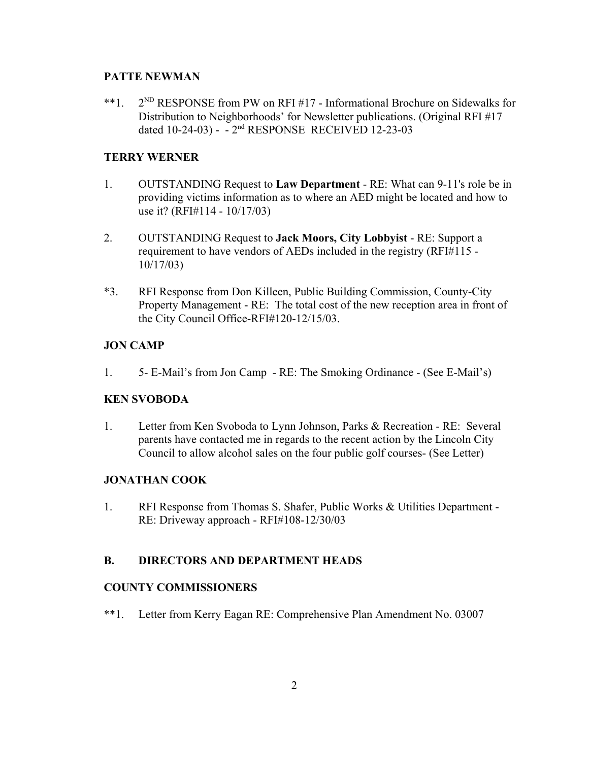**PATTE NEWMAN**

**1. 2ND RESPONSE from PW on RFI #17 - Informational Brochure on Sidewalks for Distribution to Neighborhoods' for Newsletter publications. (Original RFI #17 dated 10-24-03) - - 2nd RESPONSE RECEIVED 12-23-03

**TERRY WERNER**

1. OUTSTANDING Request to **Law Department** - RE: What can 9-11's role be in providing victims information as to where an AED might be located and how to use it? (RFI#114 - 10/17/03)

2. OUTSTANDING Request to **Jack Moors, City Lobbyist** - RE: Support a requirement to have vendors of AEDs included in the registry (RFI#115 - 10/17/03)

*3. RFI Response from Don Killeen, Public Building Commission, County-City Property Management - RE: The total cost of the new reception area in front of the City Council Office-RFI#120-12/15/03.

**JON CAMP**

1. 5- E-Mail's from Jon Camp - RE: The Smoking Ordinance - (See E-Mail's)

**KEN SVOBODA**

1. Letter from Ken Svoboda to Lynn Johnson, Parks & Recreation - RE: Several parents have contacted me in regards to the recent action by the Lincoln City Council to allow alcohol sales on the four public golf courses- (See Letter)

**JONATHAN COOK**

1. RFI Response from Thomas S. Shafer, Public Works & Utilities Department - RE: Driveway approach - RFI#108-12/30/03

**B. DIRECTORS AND DEPARTMENT HEADS**

**COUNTY COMMISSIONERS**

**1. Letter from Kerry Eagan RE: Comprehensive Plan Amendment No. 03007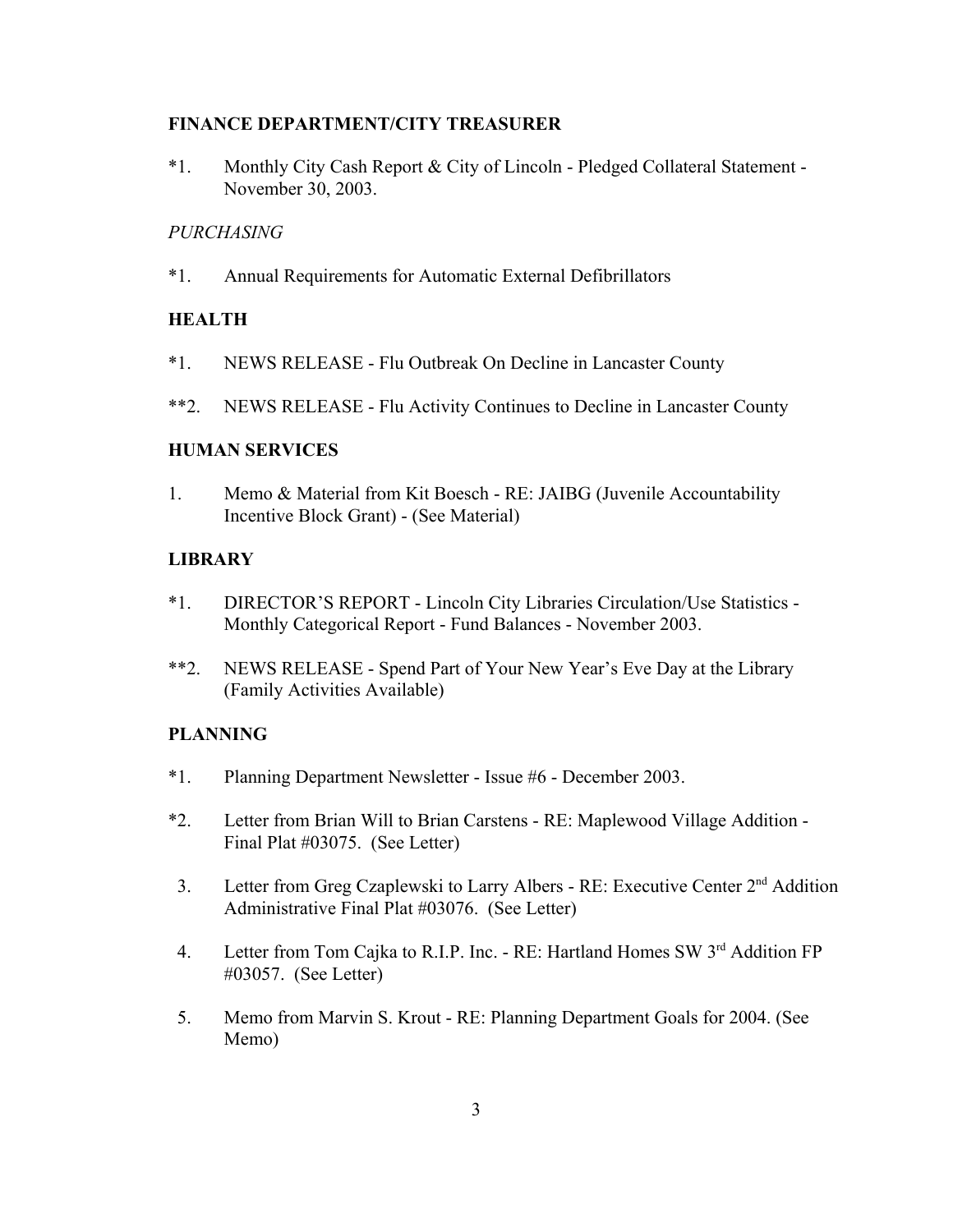**FINANCE DEPARTMENT/CITY TREASURER**

*1. Monthly City Cash Report & City of Lincoln - Pledged Collateral Statement - November 30, 2003.

*PURCHASING*

*1. Annual Requirements for Automatic External Defibrillators

**HEALTH**

*1. NEWS RELEASE - Flu Outbreak On Decline in Lancaster County

**2. NEWS RELEASE - Flu Activity Continues to Decline in Lancaster County

**HUMAN SERVICES**

1. Memo & Material from Kit Boesch - RE: JAIBG (Juvenile Accountability Incentive Block Grant) - (See Material)

**LIBRARY**

*1. DIRECTOR'S REPORT - Lincoln City Libraries Circulation/Use Statistics - Monthly Categorical Report - Fund Balances - November 2003.

**2. NEWS RELEASE - Spend Part of Your New Year's Eve Day at the Library (Family Activities Available)

**PLANNING**

*1. Planning Department Newsletter - Issue #6 - December 2003.

*2. Letter from Brian Will to Brian Carstens - RE: Maplewood Village Addition - Final Plat #03075. (See Letter)

3. Letter from Greg Czaplewski to Larry Albers - RE: Executive Center 2nd Addition Administrative Final Plat #03076. (See Letter)

4. Letter from Tom Cajka to R.I.P. Inc. - RE: Hartland Homes SW 3rd Addition FP #03057. (See Letter)

5. Memo from Marvin S. Krout - RE: Planning Department Goals for 2004. (See Memo)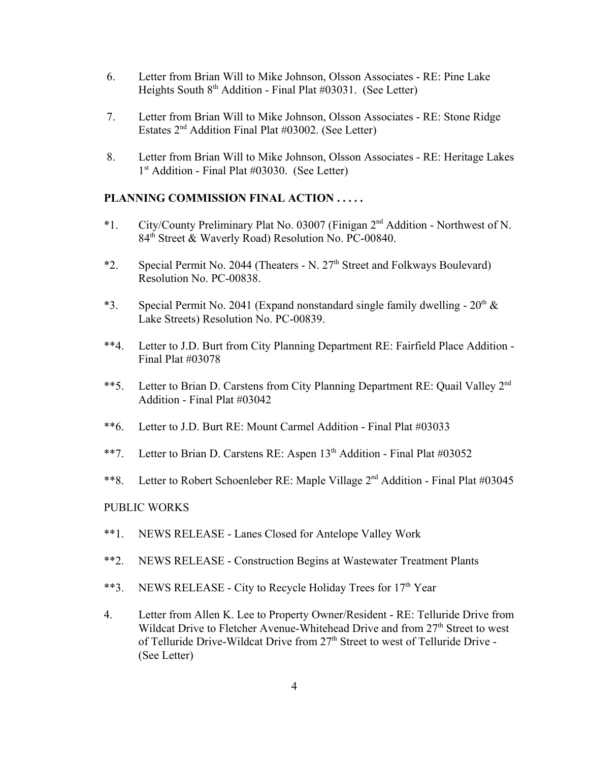6. Letter from Brian Will to Mike Johnson, Olsson Associates - RE: Pine Lake Heights South 8th Addition - Final Plat #03031. (See Letter)

7. Letter from Brian Will to Mike Johnson, Olsson Associates - RE: Stone Ridge Estates 2nd Addition Final Plat #03002. (See Letter)

8. Letter from Brian Will to Mike Johnson, Olsson Associates - RE: Heritage Lakes 1st Addition - Final Plat #03030. (See Letter)

**PLANNING COMMISSION FINAL ACTION . . . . .**

*1. City/County Preliminary Plat No. 03007 (Finigan 2nd Addition - Northwest of N. 84th Street & Waverly Road) Resolution No. PC-00840.

*2. Special Permit No. 2044 (Theaters - N. 27th Street and Folkways Boulevard) Resolution No. PC-00838.

*3. Special Permit No. 2041 (Expand nonstandard single family dwelling - 20th & Lake Streets) Resolution No. PC-00839.

**4. Letter to J.D. Burt from City Planning Department RE: Fairfield Place Addition - Final Plat #03078

**5. Letter to Brian D. Carstens from City Planning Department RE: Quail Valley 2nd Addition - Final Plat #03042

**6. Letter to J.D. Burt RE: Mount Carmel Addition - Final Plat #03033

**7. Letter to Brian D. Carstens RE: Aspen 13th Addition - Final Plat #03052

**8. Letter to Robert Schoenleber RE: Maple Village 2nd Addition - Final Plat #03045

PUBLIC WORKS

**1. NEWS RELEASE - Lanes Closed for Antelope Valley Work

**2. NEWS RELEASE - Construction Begins at Wastewater Treatment Plants

**3. NEWS RELEASE - City to Recycle Holiday Trees for 17th Year

4. Letter from Allen K. Lee to Property Owner/Resident - RE: Telluride Drive from Wildcat Drive to Fletcher Avenue-Whitehead Drive and from 27th Street to west of Telluride Drive-Wildcat Drive from 27th Street to west of Telluride Drive - (See Letter)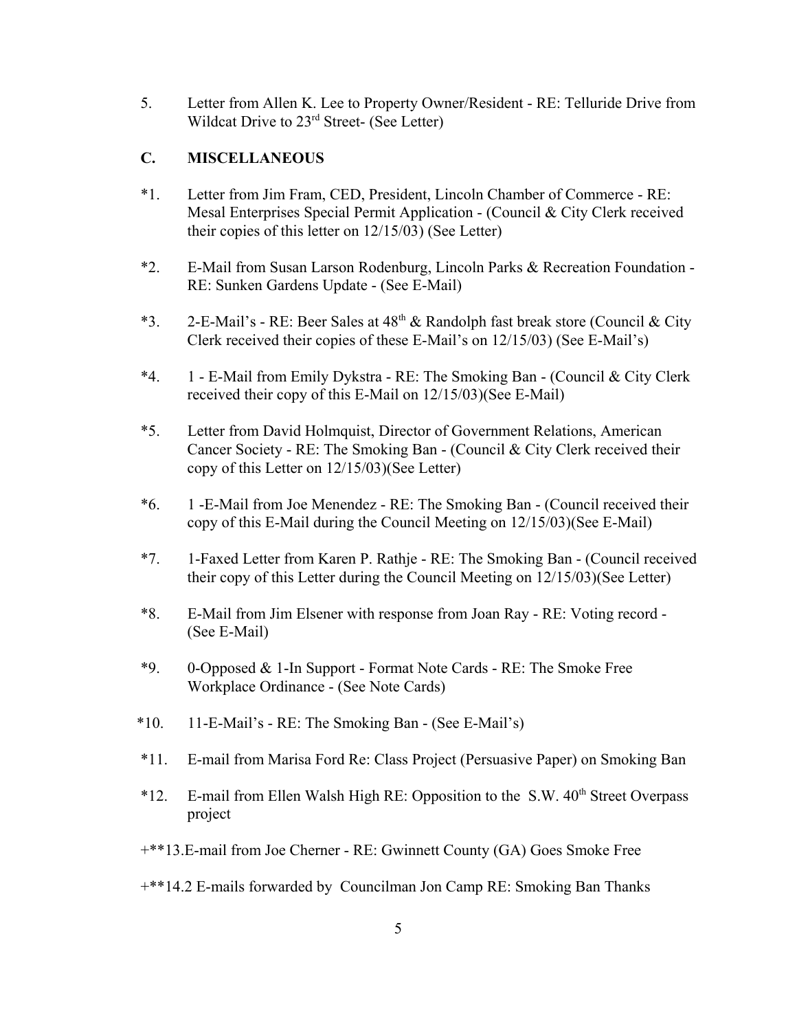5. Letter from Allen K. Lee to Property Owner/Resident - RE: Telluride Drive from Wildcat Drive to 23rd Street- (See Letter)

## C. MISCELLANEOUS

*1. Letter from Jim Fram, CED, President, Lincoln Chamber of Commerce - RE: Mesal Enterprises Special Permit Application - (Council & City Clerk received their copies of this letter on 12/15/03) (See Letter)

*2. E-Mail from Susan Larson Rodenburg, Lincoln Parks & Recreation Foundation - RE: Sunken Gardens Update - (See E-Mail)

*3. 2-E-Mail's - RE: Beer Sales at 48th & Randolph fast break store (Council & City Clerk received their copies of these E-Mail's on 12/15/03) (See E-Mail's)

*4. 1 - E-Mail from Emily Dykstra - RE: The Smoking Ban - (Council & City Clerk received their copy of this E-Mail on 12/15/03)(See E-Mail)

*5. Letter from David Holmquist, Director of Government Relations, American Cancer Society - RE: The Smoking Ban - (Council & City Clerk received their copy of this Letter on 12/15/03)(See Letter)

*6. 1 -E-Mail from Joe Menendez - RE: The Smoking Ban - (Council received their copy of this E-Mail during the Council Meeting on 12/15/03)(See E-Mail)

*7. 1-Faxed Letter from Karen P. Rathje - RE: The Smoking Ban - (Council received their copy of this Letter during the Council Meeting on 12/15/03)(See Letter)

*8. E-Mail from Jim Elsener with response from Joan Ray - RE: Voting record - (See E-Mail)

*9. 0-Opposed & 1-In Support - Format Note Cards - RE: The Smoke Free Workplace Ordinance - (See Note Cards)

*10. 11-E-Mail's - RE: The Smoking Ban - (See E-Mail's)

*11. E-mail from Marisa Ford Re: Class Project (Persuasive Paper) on Smoking Ban

*12. E-mail from Ellen Walsh High RE: Opposition to the S.W. 40th Street Overpass project

+**13.E-mail from Joe Cherner - RE: Gwinnett County (GA) Goes Smoke Free

+**14.2 E-mails forwarded by Councilman Jon Camp RE: Smoking Ban Thanks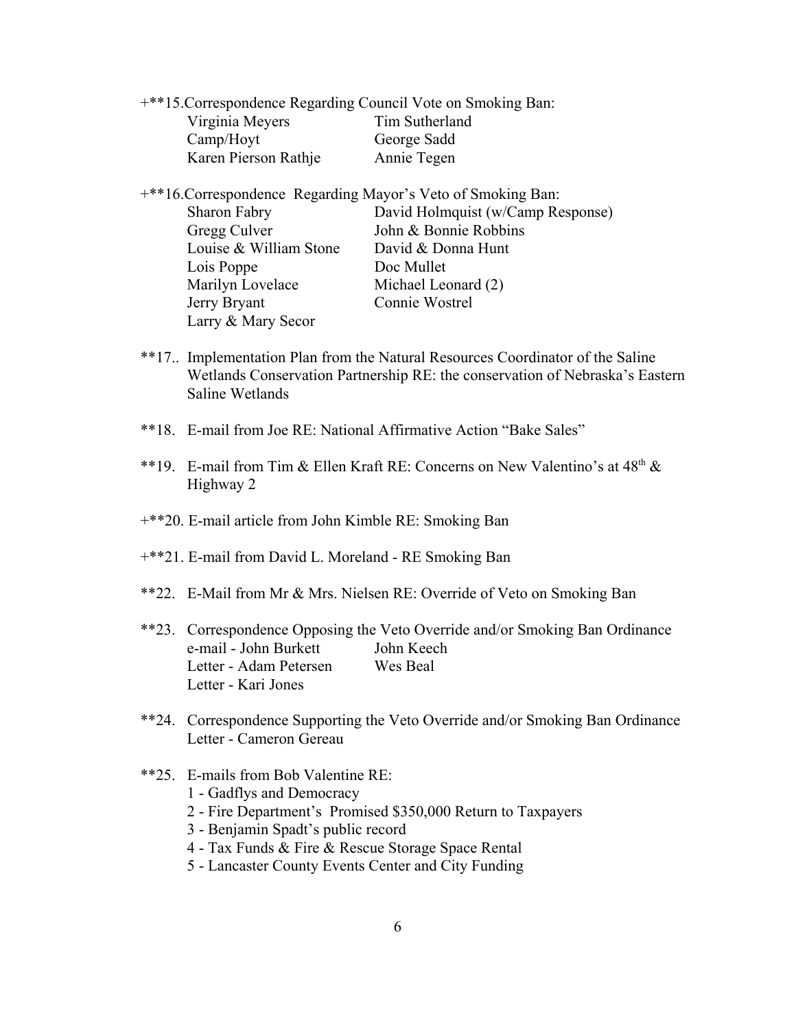+**15.Correspondence Regarding Council Vote on Smoking Ban:

| | |
|---|---|
| Virginia Meyers | Tim Sutherland |
| Camp/Hoyt | George Sadd |
| Karen Pierson Rathje | Annie Tegen |

+**16.Correspondence Regarding Mayor's Veto of Smoking Ban:

| | |
|---|---|
| Sharon Fabry | David Holmquist (w/Camp Response) |
| Gregg Culver | John & Bonnie Robbins |
| Louise & William Stone | David & Donna Hunt |
| Lois Poppe | Doc Mullet |
| Marilyn Lovelace | Michael Leonard (2) |
| Jerry Bryant | Connie Wostrel |
| Larry & Mary Secor | |

**17.. Implementation Plan from the Natural Resources Coordinator of the Saline Wetlands Conservation Partnership RE: the conservation of Nebraska's Eastern Saline Wetlands

**18. E-mail from Joe RE: National Affirmative Action "Bake Sales"

**19. E-mail from Tim & Ellen Kraft RE: Concerns on New Valentino's at 48th & Highway 2

+**20. E-mail article from John Kimble RE: Smoking Ban

+**21. E-mail from David L. Moreland - RE Smoking Ban

**22. E-Mail from Mr & Mrs. Nielsen RE: Override of Veto on Smoking Ban

**23. Correspondence Opposing the Veto Override and/or Smoking Ban Ordinance

| | |
|---|---|
| e-mail - John Burkett | John Keech |
| Letter - Adam Petersen | Wes Beal |
| Letter - Kari Jones | |

**24. Correspondence Supporting the Veto Override and/or Smoking Ban Ordinance
Letter - Cameron Gereau

**25. E-mails from Bob Valentine RE:
1 - Gadflys and Democracy
2 - Fire Department's Promised $350,000 Return to Taxpayers
3 - Benjamin Spadt's public record
4 - Tax Funds & Fire & Rescue Storage Space Rental
5 - Lancaster County Events Center and City Funding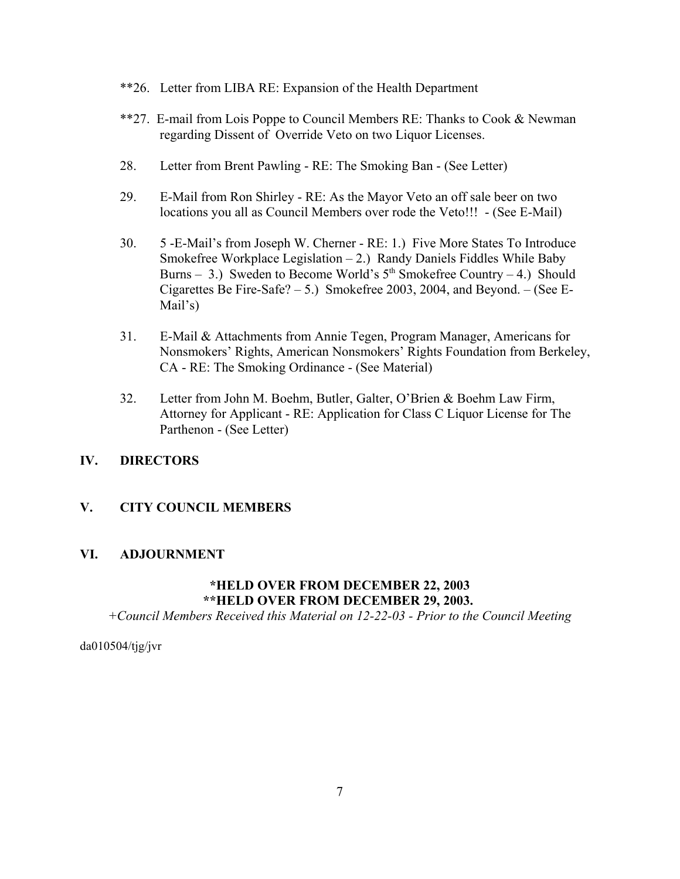**26. Letter from LIBA RE: Expansion of the Health Department

**27. E-mail from Lois Poppe to Council Members RE: Thanks to Cook & Newman regarding Dissent of Override Veto on two Liquor Licenses.

28. Letter from Brent Pawling - RE: The Smoking Ban - (See Letter)

29. E-Mail from Ron Shirley - RE: As the Mayor Veto an off sale beer on two locations you all as Council Members over rode the Veto!!! - (See E-Mail)

30. 5 -E-Mail's from Joseph W. Cherner - RE: 1.) Five More States To Introduce Smokefree Workplace Legislation – 2.) Randy Daniels Fiddles While Baby Burns – 3.) Sweden to Become World's 5th Smokefree Country – 4.) Should Cigarettes Be Fire-Safe? – 5.) Smokefree 2003, 2004, and Beyond. – (See E-Mail's)

31. E-Mail & Attachments from Annie Tegen, Program Manager, Americans for Nonsmokers' Rights, American Nonsmokers' Rights Foundation from Berkeley, CA - RE: The Smoking Ordinance - (See Material)

32. Letter from John M. Boehm, Butler, Galter, O'Brien & Boehm Law Firm, Attorney for Applicant - RE: Application for Class C Liquor License for The Parthenon - (See Letter)

## IV. DIRECTORS

## V. CITY COUNCIL MEMBERS

## VI. ADJOURNMENT

**\*HELD OVER FROM DECEMBER 22, 2003**
**\*\*HELD OVER FROM DECEMBER 29, 2003.**

*+Council Members Received this Material on 12-22-03 - Prior to the Council Meeting*

da010504/tjg/jvr